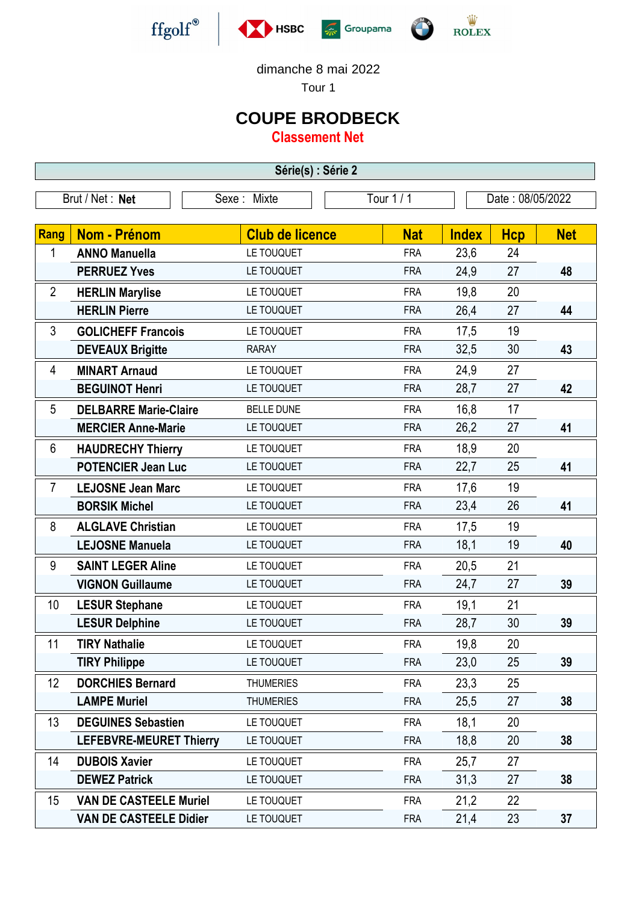ffgolf® HSBC Groupama ROLEX

dimanche 8 mai 2022

Tour 1

# COUPE BRODBECK

## Classement Net

**Série(s) : Série 2**

Brut / Net : **Net** | Sexe : Mixte | Tour 1 / 1 | Date : 08/05/2022

| Rang | Nom - Prénom | Club de licence | Nat | Index | Hcp | Net |
|---|---|---|---|---|---|---|
| 1 | **ANNO Manuella** | LE TOUQUET | FRA | 23,6 | 24 | |
| | **PERRUEZ Yves** | LE TOUQUET | FRA | 24,9 | 27 | **48** |
| 2 | **HERLIN Marylise** | LE TOUQUET | FRA | 19,8 | 20 | |
| | **HERLIN Pierre** | LE TOUQUET | FRA | 26,4 | 27 | **44** |
| 3 | **GOLICHEFF Francois** | LE TOUQUET | FRA | 17,5 | 19 | |
| | **DEVEAUX Brigitte** | RARAY | FRA | 32,5 | 30 | **43** |
| 4 | **MINART Arnaud** | LE TOUQUET | FRA | 24,9 | 27 | |
| | **BEGUINOT Henri** | LE TOUQUET | FRA | 28,7 | 27 | **42** |
| 5 | **DELBARRE Marie-Claire** | BELLE DUNE | FRA | 16,8 | 17 | |
| | **MERCIER Anne-Marie** | LE TOUQUET | FRA | 26,2 | 27 | **41** |
| 6 | **HAUDRECHY Thierry** | LE TOUQUET | FRA | 18,9 | 20 | |
| | **POTENCIER Jean Luc** | LE TOUQUET | FRA | 22,7 | 25 | **41** |
| 7 | **LEJOSNE Jean Marc** | LE TOUQUET | FRA | 17,6 | 19 | |
| | **BORSIK Michel** | LE TOUQUET | FRA | 23,4 | 26 | **41** |
| 8 | **ALGLAVE Christian** | LE TOUQUET | FRA | 17,5 | 19 | |
| | **LEJOSNE Manuela** | LE TOUQUET | FRA | 18,1 | 19 | **40** |
| 9 | **SAINT LEGER Aline** | LE TOUQUET | FRA | 20,5 | 21 | |
| | **VIGNON Guillaume** | LE TOUQUET | FRA | 24,7 | 27 | **39** |
| 10 | **LESUR Stephane** | LE TOUQUET | FRA | 19,1 | 21 | |
| | **LESUR Delphine** | LE TOUQUET | FRA | 28,7 | 30 | **39** |
| 11 | **TIRY Nathalie** | LE TOUQUET | FRA | 19,8 | 20 | |
| | **TIRY Philippe** | LE TOUQUET | FRA | 23,0 | 25 | **39** |
| 12 | **DORCHIES Bernard** | THUMERIES | FRA | 23,3 | 25 | |
| | **LAMPE Muriel** | THUMERIES | FRA | 25,5 | 27 | **38** |
| 13 | **DEGUINES Sebastien** | LE TOUQUET | FRA | 18,1 | 20 | |
| | **LEFEBVRE-MEURET Thierry** | LE TOUQUET | FRA | 18,8 | 20 | **38** |
| 14 | **DUBOIS Xavier** | LE TOUQUET | FRA | 25,7 | 27 | |
| | **DEWEZ Patrick** | LE TOUQUET | FRA | 31,3 | 27 | **38** |
| 15 | **VAN DE CASTEELE Muriel** | LE TOUQUET | FRA | 21,2 | 22 | |
| | **VAN DE CASTEELE Didier** | LE TOUQUET | FRA | 21,4 | 23 | **37** |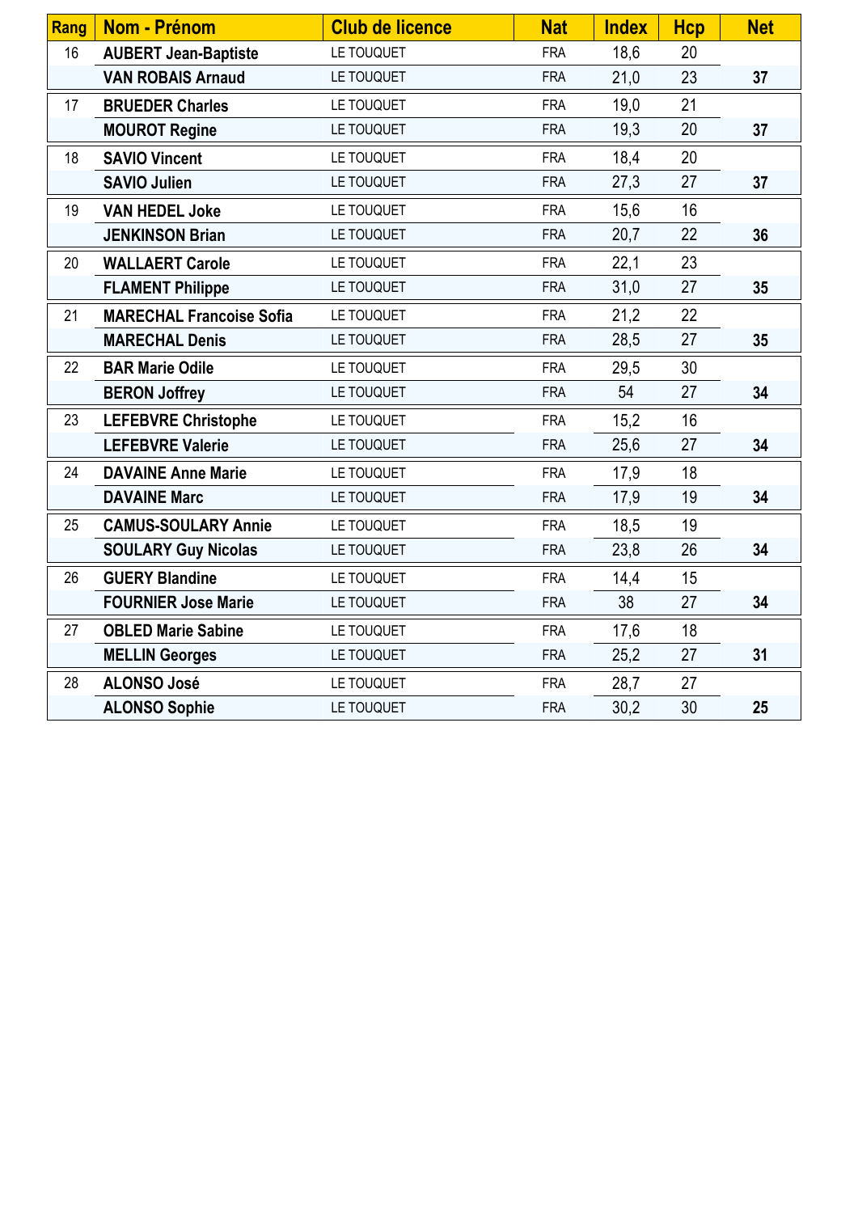| Rang | Nom - Prénom | Club de licence | Nat | Index | Hcp | Net |
|---|---|---|---|---|---|---|
| 16 | **AUBERT Jean-Baptiste** | LE TOUQUET | FRA | 18,6 | 20 | |
| | **VAN ROBAIS Arnaud** | LE TOUQUET | FRA | 21,0 | 23 | **37** |
| 17 | **BRUEDER Charles** | LE TOUQUET | FRA | 19,0 | 21 | |
| | **MOUROT Regine** | LE TOUQUET | FRA | 19,3 | 20 | **37** |
| 18 | **SAVIO Vincent** | LE TOUQUET | FRA | 18,4 | 20 | |
| | **SAVIO Julien** | LE TOUQUET | FRA | 27,3 | 27 | **37** |
| 19 | **VAN HEDEL Joke** | LE TOUQUET | FRA | 15,6 | 16 | |
| | **JENKINSON Brian** | LE TOUQUET | FRA | 20,7 | 22 | **36** |
| 20 | **WALLAERT Carole** | LE TOUQUET | FRA | 22,1 | 23 | |
| | **FLAMENT Philippe** | LE TOUQUET | FRA | 31,0 | 27 | **35** |
| 21 | **MARECHAL Francoise Sofia** | LE TOUQUET | FRA | 21,2 | 22 | |
| | **MARECHAL Denis** | LE TOUQUET | FRA | 28,5 | 27 | **35** |
| 22 | **BAR Marie Odile** | LE TOUQUET | FRA | 29,5 | 30 | |
| | **BERON Joffrey** | LE TOUQUET | FRA | 54 | 27 | **34** |
| 23 | **LEFEBVRE Christophe** | LE TOUQUET | FRA | 15,2 | 16 | |
| | **LEFEBVRE Valerie** | LE TOUQUET | FRA | 25,6 | 27 | **34** |
| 24 | **DAVAINE Anne Marie** | LE TOUQUET | FRA | 17,9 | 18 | |
| | **DAVAINE Marc** | LE TOUQUET | FRA | 17,9 | 19 | **34** |
| 25 | **CAMUS-SOULARY Annie** | LE TOUQUET | FRA | 18,5 | 19 | |
| | **SOULARY Guy Nicolas** | LE TOUQUET | FRA | 23,8 | 26 | **34** |
| 26 | **GUERY Blandine** | LE TOUQUET | FRA | 14,4 | 15 | |
| | **FOURNIER Jose Marie** | LE TOUQUET | FRA | 38 | 27 | **34** |
| 27 | **OBLED Marie Sabine** | LE TOUQUET | FRA | 17,6 | 18 | |
| | **MELLIN Georges** | LE TOUQUET | FRA | 25,2 | 27 | **31** |
| 28 | **ALONSO José** | LE TOUQUET | FRA | 28,7 | 27 | |
| | **ALONSO Sophie** | LE TOUQUET | FRA | 30,2 | 30 | **25** |